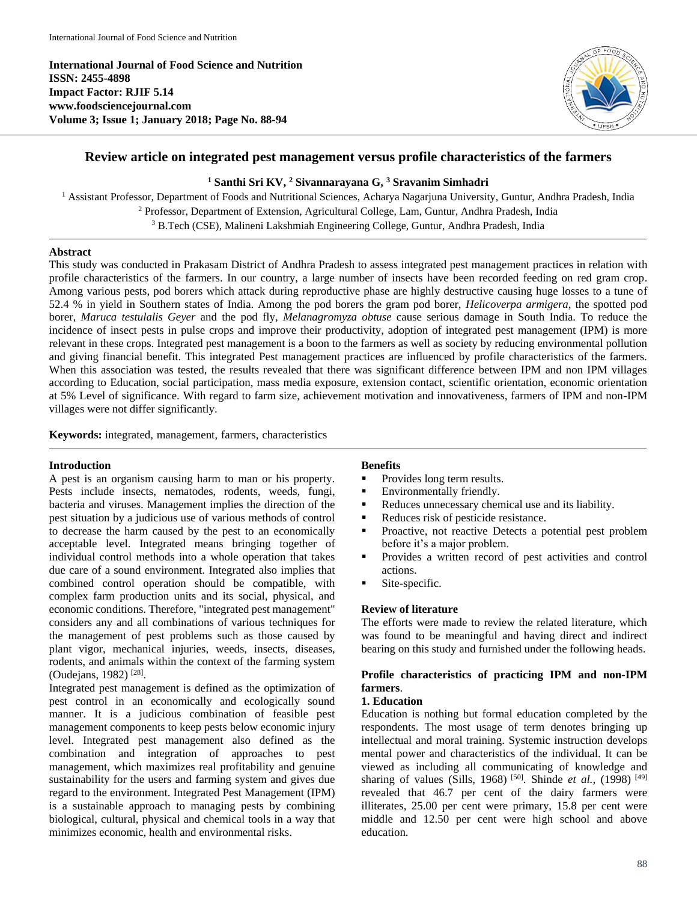# Review article on integrated pest management versus profile characteristics of the farmers

**[1] Santhi Sri KV, [2] Sivannarayana G, [3] Sravanim Simhadri**

[1] Assistant Professor, Department of Foods and Nutritional Sciences, Acharya Nagarjuna University, Guntur, Andhra Pradesh, India
[2] Professor, Department of Extension, Agricultural College, Lam, Guntur, Andhra Pradesh, India
[3] B.Tech (CSE), Malineni Lakshmiah Engineering College, Guntur, Andhra Pradesh, India

## Abstract

This study was conducted in Prakasam District of Andhra Pradesh to assess integrated pest management practices in relation with profile characteristics of the farmers. In our country, a large number of insects have been recorded feeding on red gram crop. Among various pests, pod borers which attack during reproductive phase are highly destructive causing huge losses to a tune of 52.4 % in yield in Southern states of India. Among the pod borers the gram pod borer, *Helicoverpa armigera*, the spotted pod borer, *Maruca testulalis Geyer* and the pod fly, *Melanagromyza obtuse* cause serious damage in South India. To reduce the incidence of insect pests in pulse crops and improve their productivity, adoption of integrated pest management (IPM) is more relevant in these crops. Integrated pest management is a boon to the farmers as well as society by reducing environmental pollution and giving financial benefit. This integrated Pest management practices are influenced by profile characteristics of the farmers. When this association was tested, the results revealed that there was significant difference between IPM and non IPM villages according to Education, social participation, mass media exposure, extension contact, scientific orientation, economic orientation at 5% Level of significance. With regard to farm size, achievement motivation and innovativeness, farmers of IPM and non-IPM villages were not differ significantly.

**Keywords:** integrated, management, farmers, characteristics

## Introduction

A pest is an organism causing harm to man or his property. Pests include insects, nematodes, rodents, weeds, fungi, bacteria and viruses. Management implies the direction of the pest situation by a judicious use of various methods of control to decrease the harm caused by the pest to an economically acceptable level. Integrated means bringing together of individual control methods into a whole operation that takes due care of a sound environment. Integrated also implies that combined control operation should be compatible, with complex farm production units and its social, physical, and economic conditions. Therefore, "integrated pest management" considers any and all combinations of various techniques for the management of pest problems such as those caused by plant vigor, mechanical injuries, weeds, insects, diseases, rodents, and animals within the context of the farming system (Oudejans, 1982) [28].

Integrated pest management is defined as the optimization of pest control in an economically and ecologically sound manner. It is a judicious combination of feasible pest management components to keep pests below economic injury level. Integrated pest management also defined as the combination and integration of approaches to pest management, which maximizes real profitability and genuine sustainability for the users and farming system and gives due regard to the environment. Integrated Pest Management (IPM) is a sustainable approach to managing pests by combining biological, cultural, physical and chemical tools in a way that minimizes economic, health and environmental risks.

## Benefits

- Provides long term results.
- Environmentally friendly.
- Reduces unnecessary chemical use and its liability.
- Reduces risk of pesticide resistance.
- Proactive, not reactive Detects a potential pest problem before it's a major problem.
- Provides a written record of pest activities and control actions.
- Site-specific.

## Review of literature

The efforts were made to review the related literature, which was found to be meaningful and having direct and indirect bearing on this study and furnished under the following heads.

### Profile characteristics of practicing IPM and non-IPM farmers.

#### 1. Education

Education is nothing but formal education completed by the respondents. The most usage of term denotes bringing up intellectual and moral training. Systemic instruction develops mental power and characteristics of the individual. It can be viewed as including all communicating of knowledge and sharing of values (Sills, 1968) [50]. Shinde *et al.*, (1998) [49] revealed that 46.7 per cent of the dairy farmers were illiterates, 25.00 per cent were primary, 15.8 per cent were middle and 12.50 per cent were high school and above education.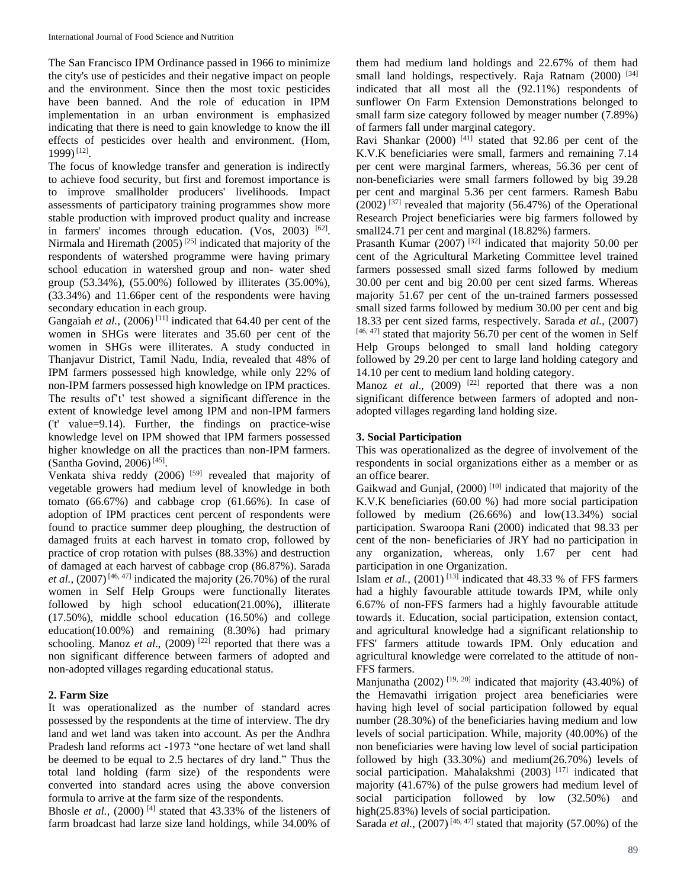The San Francisco IPM Ordinance passed in 1966 to minimize the city's use of pesticides and their negative impact on people and the environment. Since then the most toxic pesticides have been banned. And the role of education in IPM implementation in an urban environment is emphasized indicating that there is need to gain knowledge to know the ill effects of pesticides over health and environment. (Hom, 1999) [12].

The focus of knowledge transfer and generation is indirectly to achieve food security, but first and foremost importance is to improve smallholder producers' livelihoods. Impact assessments of participatory training programmes show more stable production with improved product quality and increase in farmers' incomes through education. (Vos, 2003) [62]. Nirmala and Hiremath (2005) [25] indicated that majority of the respondents of watershed programme were having primary school education in watershed group and non- water shed group (53.34%), (55.00%) followed by illiterates (35.00%), (33.34%) and 11.66per cent of the respondents were having secondary education in each group.

Gangaiah *et al.,* (2006) [11] indicated that 64.40 per cent of the women in SHGs were literates and 35.60 per cent of the women in SHGs were illiterates. A study conducted in Thanjavur District, Tamil Nadu, India, revealed that 48% of IPM farmers possessed high knowledge, while only 22% of non-IPM farmers possessed high knowledge on IPM practices. The results of't' test showed a significant difference in the extent of knowledge level among IPM and non-IPM farmers ('t' value=9.14). Further, the findings on practice-wise knowledge level on IPM showed that IPM farmers possessed higher knowledge on all the practices than non-IPM farmers. (Santha Govind, 2006) [45].

Venkata shiva reddy (2006) [59] revealed that majority of vegetable growers had medium level of knowledge in both tomato (66.67%) and cabbage crop (61.66%). In case of adoption of IPM practices cent percent of respondents were found to practice summer deep ploughing, the destruction of damaged fruits at each harvest in tomato crop, followed by practice of crop rotation with pulses (88.33%) and destruction of damaged at each harvest of cabbage crop (86.87%). Sarada *et al.,* (2007) [46, 47] indicated the majority (26.70%) of the rural women in Self Help Groups were functionally literates followed by high school education(21.00%), illiterate (17.50%), middle school education (16.50%) and college education(10.00%) and remaining (8.30%) had primary schooling. Manoz *et al*., (2009) [22] reported that there was a non significant difference between farmers of adopted and non-adopted villages regarding educational status.

### 2. Farm Size

It was operationalized as the number of standard acres possessed by the respondents at the time of interview. The dry land and wet land was taken into account. As per the Andhra Pradesh land reforms act -1973 "one hectare of wet land shall be deemed to be equal to 2.5 hectares of dry land." Thus the total land holding (farm size) of the respondents were converted into standard acres using the above conversion formula to arrive at the farm size of the respondents.

Bhosle *et al.,* (2000) [4] stated that 43.33% of the listeners of farm broadcast had larze size land holdings, while 34.00% of them had medium land holdings and 22.67% of them had small land holdings, respectively. Raja Ratnam (2000) [34] indicated that all most all the (92.11%) respondents of sunflower On Farm Extension Demonstrations belonged to small farm size category followed by meager number (7.89%) of farmers fall under marginal category.

Ravi Shankar (2000) [41] stated that 92.86 per cent of the K.V.K beneficiaries were small, farmers and remaining 7.14 per cent were marginal farmers, whereas, 56.36 per cent of non-beneficiaries were small farmers followed by big 39.28 per cent and marginal 5.36 per cent farmers. Ramesh Babu (2002) [37] revealed that majority (56.47%) of the Operational Research Project beneficiaries were big farmers followed by small24.71 per cent and marginal (18.82%) farmers.

Prasanth Kumar (2007) [32] indicated that majority 50.00 per cent of the Agricultural Marketing Committee level trained farmers possessed small sized farms followed by medium 30.00 per cent and big 20.00 per cent sized farms. Whereas majority 51.67 per cent of the un-trained farmers possessed small sized farms followed by medium 30.00 per cent and big 18.33 per cent sized farms, respectively. Sarada *et al.,* (2007) [46, 47] stated that majority 56.70 per cent of the women in Self Help Groups belonged to small land holding category followed by 29.20 per cent to large land holding category and 14.10 per cent to medium land holding category.

Manoz *et al*., (2009) [22] reported that there was a non significant difference between farmers of adopted and non-adopted villages regarding land holding size.

### 3. Social Participation

This was operationalized as the degree of involvement of the respondents in social organizations either as a member or as an office bearer.

Gaikwad and Gunjal, (2000) [10] indicated that majority of the K.V.K beneficiaries (60.00 %) had more social participation followed by medium (26.66%) and low(13.34%) social participation. Swaroopa Rani (2000) indicated that 98.33 per cent of the non- beneficiaries of JRY had no participation in any organization, whereas, only 1.67 per cent had participation in one Organization.

Islam *et al.,* (2001) [13] indicated that 48.33 % of FFS farmers had a highly favourable attitude towards IPM, while only 6.67% of non-FFS farmers had a highly favourable attitude towards it. Education, social participation, extension contact, and agricultural knowledge had a significant relationship to FFS' farmers attitude towards IPM. Only education and agricultural knowledge were correlated to the attitude of non-FFS farmers.

Manjunatha (2002) [19, 20] indicated that majority (43.40%) of the Hemavathi irrigation project area beneficiaries were having high level of social participation followed by equal number (28.30%) of the beneficiaries having medium and low levels of social participation. While, majority (40.00%) of the non beneficiaries were having low level of social participation followed by high (33.30%) and medium(26.70%) levels of social participation. Mahalakshmi (2003) [17] indicated that majority (41.67%) of the pulse growers had medium level of social participation followed by low (32.50%) and high(25.83%) levels of social participation.

Sarada *et al.,* (2007) [46, 47] stated that majority (57.00%) of the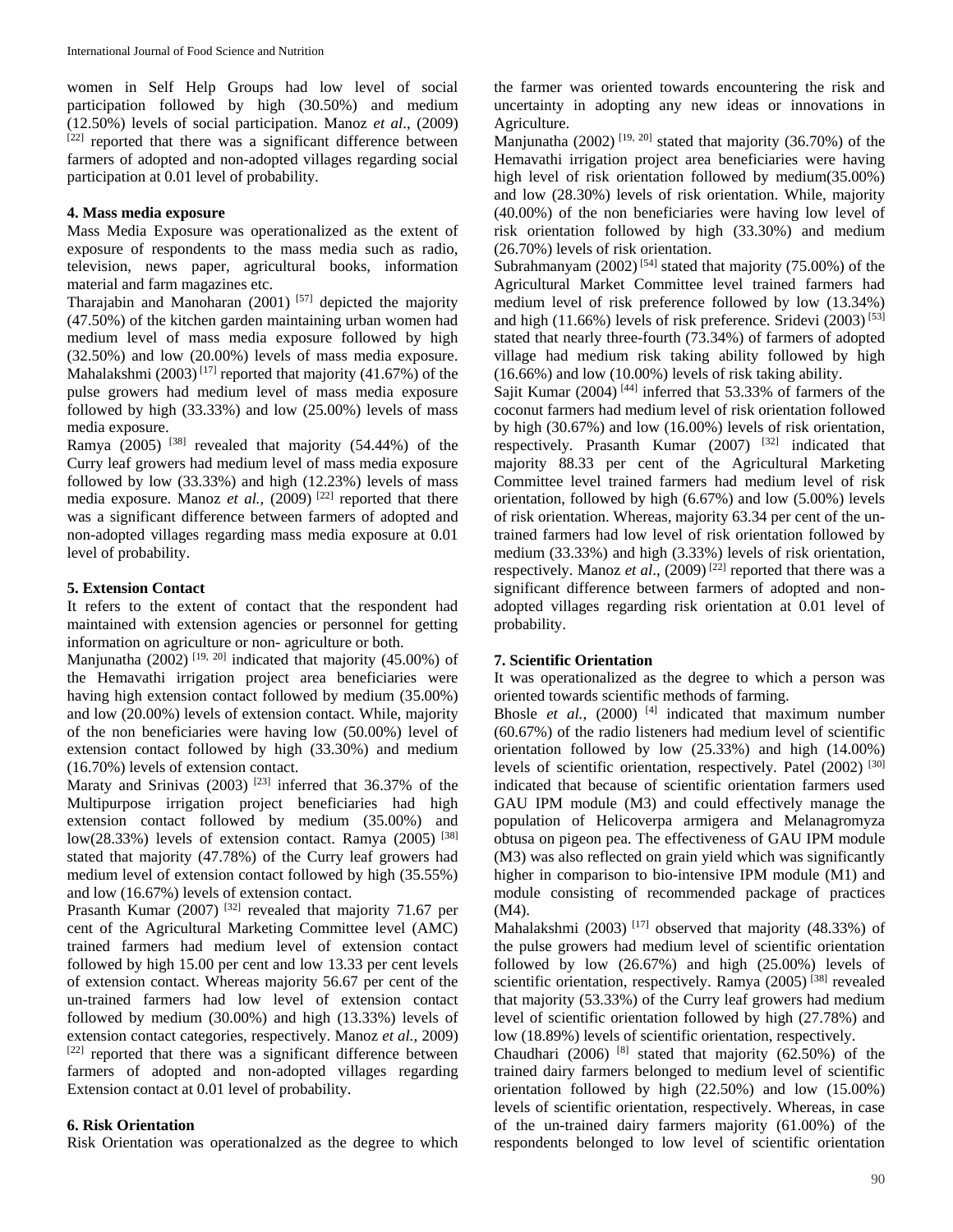women in Self Help Groups had low level of social participation followed by high (30.50%) and medium (12.50%) levels of social participation. Manoz *et al*., (2009) [22] reported that there was a significant difference between farmers of adopted and non-adopted villages regarding social participation at 0.01 level of probability.

**4. Mass media exposure**

Mass Media Exposure was operationalized as the extent of exposure of respondents to the mass media such as radio, television, news paper, agricultural books, information material and farm magazines etc.

Tharajabin and Manoharan (2001) [57] depicted the majority (47.50%) of the kitchen garden maintaining urban women had medium level of mass media exposure followed by high (32.50%) and low (20.00%) levels of mass media exposure. Mahalakshmi (2003) [17] reported that majority (41.67%) of the pulse growers had medium level of mass media exposure followed by high (33.33%) and low (25.00%) levels of mass media exposure.

Ramya (2005) [38] revealed that majority (54.44%) of the Curry leaf growers had medium level of mass media exposure followed by low (33.33%) and high (12.23%) levels of mass media exposure. Manoz *et al.,* (2009) [22] reported that there was a significant difference between farmers of adopted and non-adopted villages regarding mass media exposure at 0.01 level of probability.

**5. Extension Contact**

It refers to the extent of contact that the respondent had maintained with extension agencies or personnel for getting information on agriculture or non- agriculture or both.

Manjunatha (2002) [19, 20] indicated that majority (45.00%) of the Hemavathi irrigation project area beneficiaries were having high extension contact followed by medium (35.00%) and low (20.00%) levels of extension contact. While, majority of the non beneficiaries were having low (50.00%) level of extension contact followed by high (33.30%) and medium (16.70%) levels of extension contact.

Maraty and Srinivas (2003) [23] inferred that 36.37% of the Multipurpose irrigation project beneficiaries had high extension contact followed by medium (35.00%) and low(28.33%) levels of extension contact. Ramya (2005) [38] stated that majority (47.78%) of the Curry leaf growers had medium level of extension contact followed by high (35.55%) and low (16.67%) levels of extension contact.

Prasanth Kumar (2007) [32] revealed that majority 71.67 per cent of the Agricultural Marketing Committee level (AMC) trained farmers had medium level of extension contact followed by high 15.00 per cent and low 13.33 per cent levels of extension contact. Whereas majority 56.67 per cent of the un-trained farmers had low level of extension contact followed by medium (30.00%) and high (13.33%) levels of extension contact categories, respectively. Manoz *et al.,* 2009) [22] reported that there was a significant difference between farmers of adopted and non-adopted villages regarding Extension contact at 0.01 level of probability.

**6. Risk Orientation**

Risk Orientation was operationalzed as the degree to which the farmer was oriented towards encountering the risk and uncertainty in adopting any new ideas or innovations in Agriculture.

Manjunatha (2002) [19, 20] stated that majority (36.70%) of the Hemavathi irrigation project area beneficiaries were having high level of risk orientation followed by medium(35.00%) and low (28.30%) levels of risk orientation. While, majority (40.00%) of the non beneficiaries were having low level of risk orientation followed by high (33.30%) and medium (26.70%) levels of risk orientation.

Subrahmanyam (2002) [54] stated that majority (75.00%) of the Agricultural Market Committee level trained farmers had medium level of risk preference followed by low (13.34%) and high (11.66%) levels of risk preference. Sridevi (2003) [53] stated that nearly three-fourth (73.34%) of farmers of adopted village had medium risk taking ability followed by high (16.66%) and low (10.00%) levels of risk taking ability.

Sajit Kumar (2004) [44] inferred that 53.33% of farmers of the coconut farmers had medium level of risk orientation followed by high (30.67%) and low (16.00%) levels of risk orientation, respectively. Prasanth Kumar (2007) [32] indicated that majority 88.33 per cent of the Agricultural Marketing Committee level trained farmers had medium level of risk orientation, followed by high (6.67%) and low (5.00%) levels of risk orientation. Whereas, majority 63.34 per cent of the un-trained farmers had low level of risk orientation followed by medium (33.33%) and high (3.33%) levels of risk orientation, respectively. Manoz *et al*., (2009) [22] reported that there was a significant difference between farmers of adopted and non-adopted villages regarding risk orientation at 0.01 level of probability.

**7. Scientific Orientation**

It was operationalized as the degree to which a person was oriented towards scientific methods of farming.

Bhosle *et al.,* (2000) [4] indicated that maximum number (60.67%) of the radio listeners had medium level of scientific orientation followed by low (25.33%) and high (14.00%) levels of scientific orientation, respectively. Patel (2002) [30] indicated that because of scientific orientation farmers used GAU IPM module (M3) and could effectively manage the population of Helicoverpa armigera and Melanagromyza obtusa on pigeon pea. The effectiveness of GAU IPM module (M3) was also reflected on grain yield which was significantly higher in comparison to bio-intensive IPM module (M1) and module consisting of recommended package of practices (M4).

Mahalakshmi (2003) [17] observed that majority (48.33%) of the pulse growers had medium level of scientific orientation followed by low (26.67%) and high (25.00%) levels of scientific orientation, respectively. Ramya (2005) [38] revealed that majority (53.33%) of the Curry leaf growers had medium level of scientific orientation followed by high (27.78%) and low (18.89%) levels of scientific orientation, respectively.

Chaudhari (2006) [8] stated that majority (62.50%) of the trained dairy farmers belonged to medium level of scientific orientation followed by high (22.50%) and low (15.00%) levels of scientific orientation, respectively. Whereas, in case of the un-trained dairy farmers majority (61.00%) of the respondents belonged to low level of scientific orientation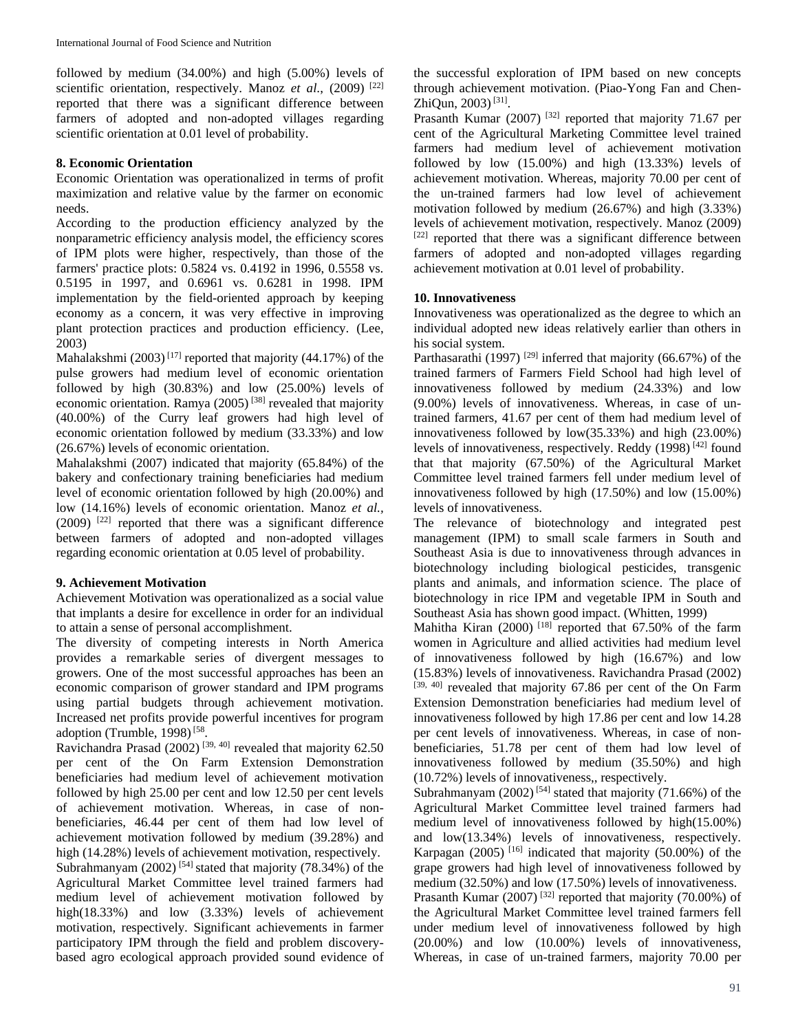followed by medium (34.00%) and high (5.00%) levels of scientific orientation, respectively. Manoz *et al*., (2009) [22] reported that there was a significant difference between farmers of adopted and non-adopted villages regarding scientific orientation at 0.01 level of probability.

**8. Economic Orientation**

Economic Orientation was operationalized in terms of profit maximization and relative value by the farmer on economic needs.

According to the production efficiency analyzed by the nonparametric efficiency analysis model, the efficiency scores of IPM plots were higher, respectively, than those of the farmers' practice plots: 0.5824 vs. 0.4192 in 1996, 0.5558 vs. 0.5195 in 1997, and 0.6961 vs. 0.6281 in 1998. IPM implementation by the field-oriented approach by keeping economy as a concern, it was very effective in improving plant protection practices and production efficiency. (Lee, 2003)

Mahalakshmi (2003) [17] reported that majority (44.17%) of the pulse growers had medium level of economic orientation followed by high (30.83%) and low (25.00%) levels of economic orientation. Ramya (2005) [38] revealed that majority (40.00%) of the Curry leaf growers had high level of economic orientation followed by medium (33.33%) and low (26.67%) levels of economic orientation.

Mahalakshmi (2007) indicated that majority (65.84%) of the bakery and confectionary training beneficiaries had medium level of economic orientation followed by high (20.00%) and low (14.16%) levels of economic orientation. Manoz *et al.,* (2009) [22] reported that there was a significant difference between farmers of adopted and non-adopted villages regarding economic orientation at 0.05 level of probability.

**9. Achievement Motivation**

Achievement Motivation was operationalized as a social value that implants a desire for excellence in order for an individual to attain a sense of personal accomplishment.

The diversity of competing interests in North America provides a remarkable series of divergent messages to growers. One of the most successful approaches has been an economic comparison of grower standard and IPM programs using partial budgets through achievement motivation. Increased net profits provide powerful incentives for program adoption (Trumble, 1998) [58.

Ravichandra Prasad (2002) [39, 40] revealed that majority 62.50 per cent of the On Farm Extension Demonstration beneficiaries had medium level of achievement motivation followed by high 25.00 per cent and low 12.50 per cent levels of achievement motivation. Whereas, in case of non-beneficiaries, 46.44 per cent of them had low level of achievement motivation followed by medium (39.28%) and high (14.28%) levels of achievement motivation, respectively.

Subrahmanyam (2002) [54] stated that majority (78.34%) of the Agricultural Market Committee level trained farmers had medium level of achievement motivation followed by high(18.33%) and low (3.33%) levels of achievement motivation, respectively. Significant achievements in farmer participatory IPM through the field and problem discovery-based agro ecological approach provided sound evidence of the successful exploration of IPM based on new concepts through achievement motivation. (Piao-Yong Fan and Chen-ZhiQun, 2003) [31].

Prasanth Kumar (2007) [32] reported that majority 71.67 per cent of the Agricultural Marketing Committee level trained farmers had medium level of achievement motivation followed by low (15.00%) and high (13.33%) levels of achievement motivation. Whereas, majority 70.00 per cent of the un-trained farmers had low level of achievement motivation followed by medium (26.67%) and high (3.33%) levels of achievement motivation, respectively. Manoz (2009) [22] reported that there was a significant difference between farmers of adopted and non-adopted villages regarding achievement motivation at 0.01 level of probability.

**10. Innovativeness**

Innovativeness was operationalized as the degree to which an individual adopted new ideas relatively earlier than others in his social system.

Parthasarathi (1997) [29] inferred that majority (66.67%) of the trained farmers of Farmers Field School had high level of innovativeness followed by medium (24.33%) and low (9.00%) levels of innovativeness. Whereas, in case of un-trained farmers, 41.67 per cent of them had medium level of innovativeness followed by low(35.33%) and high (23.00%) levels of innovativeness, respectively. Reddy (1998) [42] found that that majority (67.50%) of the Agricultural Market Committee level trained farmers fell under medium level of innovativeness followed by high (17.50%) and low (15.00%) levels of innovativeness.

The relevance of biotechnology and integrated pest management (IPM) to small scale farmers in South and Southeast Asia is due to innovativeness through advances in biotechnology including biological pesticides, transgenic plants and animals, and information science. The place of biotechnology in rice IPM and vegetable IPM in South and Southeast Asia has shown good impact. (Whitten, 1999)

Mahitha Kiran (2000) [18] reported that 67.50% of the farm women in Agriculture and allied activities had medium level of innovativeness followed by high (16.67%) and low (15.83%) levels of innovativeness. Ravichandra Prasad (2002) [39, 40] revealed that majority 67.86 per cent of the On Farm Extension Demonstration beneficiaries had medium level of innovativeness followed by high 17.86 per cent and low 14.28 per cent levels of innovativeness. Whereas, in case of non-beneficiaries, 51.78 per cent of them had low level of innovativeness followed by medium (35.50%) and high (10.72%) levels of innovativeness,, respectively.

Subrahmanyam (2002) [54] stated that majority (71.66%) of the Agricultural Market Committee level trained farmers had medium level of innovativeness followed by high(15.00%) and low(13.34%) levels of innovativeness, respectively. Karpagan (2005) [16] indicated that majority (50.00%) of the grape growers had high level of innovativeness followed by medium (32.50%) and low (17.50%) levels of innovativeness.

Prasanth Kumar (2007) [32] reported that majority (70.00%) of the Agricultural Market Committee level trained farmers fell under medium level of innovativeness followed by high (20.00%) and low (10.00%) levels of innovativeness, Whereas, in case of un-trained farmers, majority 70.00 per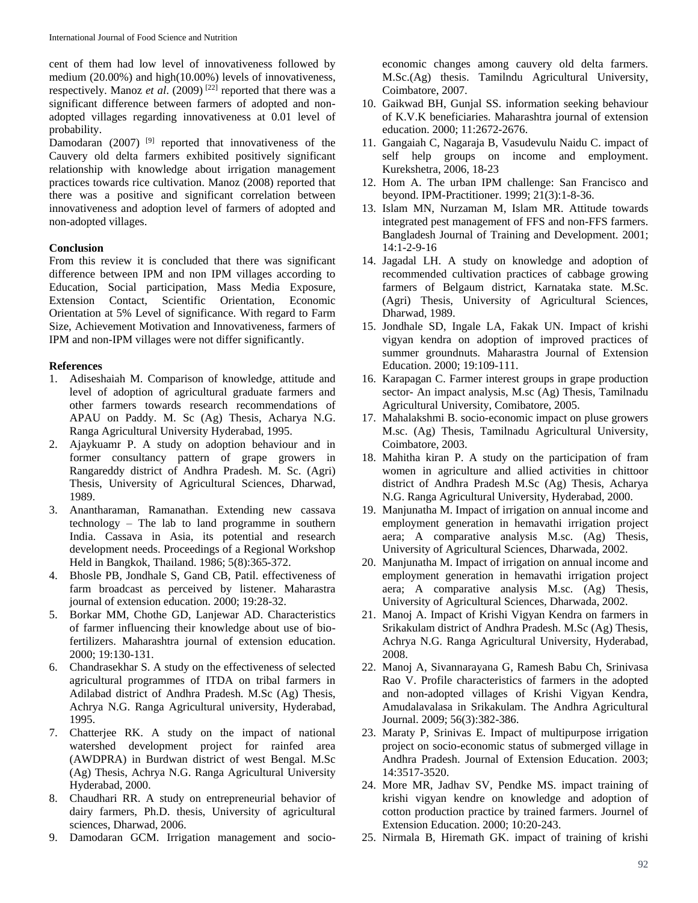cent of them had low level of innovativeness followed by medium (20.00%) and high(10.00%) levels of innovativeness, respectively. Manoz *et al*. (2009) [22] reported that there was a significant difference between farmers of adopted and non-adopted villages regarding innovativeness at 0.01 level of probability.

Damodaran (2007) [9] reported that innovativeness of the Cauvery old delta farmers exhibited positively significant relationship with knowledge about irrigation management practices towards rice cultivation. Manoz (2008) reported that there was a positive and significant correlation between innovativeness and adoption level of farmers of adopted and non-adopted villages.

**Conclusion**

From this review it is concluded that there was significant difference between IPM and non IPM villages according to Education, Social participation, Mass Media Exposure, Extension Contact, Scientific Orientation, Economic Orientation at 5% Level of significance. With regard to Farm Size, Achievement Motivation and Innovativeness, farmers of IPM and non-IPM villages were not differ significantly.

**References**

1. Adiseshaiah M. Comparison of knowledge, attitude and level of adoption of agricultural graduate farmers and other farmers towards research recommendations of APAU on Paddy. M. Sc (Ag) Thesis, Acharya N.G. Ranga Agricultural University Hyderabad, 1995.
2. Ajaykuamr P. A study on adoption behaviour and in former consultancy pattern of grape growers in Rangareddy district of Andhra Pradesh. M. Sc. (Agri) Thesis, University of Agricultural Sciences, Dharwad, 1989.
3. Anantharaman, Ramanathan. Extending new cassava technology – The lab to land programme in southern India. Cassava in Asia, its potential and research development needs. Proceedings of a Regional Workshop Held in Bangkok, Thailand. 1986; 5(8):365-372.
4. Bhosle PB, Jondhale S, Gand CB, Patil. effectiveness of farm broadcast as perceived by listener. Maharastra journal of extension education. 2000; 19:28-32.
5. Borkar MM, Chothe GD, Lanjewar AD. Characteristics of farmer influencing their knowledge about use of bio-fertilizers. Maharashtra journal of extension education. 2000; 19:130-131.
6. Chandrasekhar S. A study on the effectiveness of selected agricultural programmes of ITDA on tribal farmers in Adilabad district of Andhra Pradesh. M.Sc (Ag) Thesis, Achrya N.G. Ranga Agricultural university, Hyderabad, 1995.
7. Chatterjee RK. A study on the impact of national watershed development project for rainfed area (AWDPRA) in Burdwan district of west Bengal. M.Sc (Ag) Thesis, Achrya N.G. Ranga Agricultural University Hyderabad, 2000.
8. Chaudhari RR. A study on entrepreneurial behavior of dairy farmers, Ph.D. thesis, University of agricultural sciences, Dharwad, 2006.
9. Damodaran GCM. Irrigation management and socio-economic changes among cauvery old delta farmers. M.Sc.(Ag) thesis. Tamilndu Agricultural University, Coimbatore, 2007.
10. Gaikwad BH, Gunjal SS. information seeking behaviour of K.V.K beneficiaries. Maharashtra journal of extension education. 2000; 11:2672-2676.
11. Gangaiah C, Nagaraja B, Vasudevulu Naidu C. impact of self help groups on income and employment. Kurekshetra, 2006, 18-23
12. Hom A. The urban IPM challenge: San Francisco and beyond. IPM-Practitioner. 1999; 21(3):1-8-36.
13. Islam MN, Nurzaman M, Islam MR. Attitude towards integrated pest management of FFS and non-FFS farmers. Bangladesh Journal of Training and Development. 2001; 14:1-2-9-16
14. Jagadal LH. A study on knowledge and adoption of recommended cultivation practices of cabbage growing farmers of Belgaum district, Karnataka state. M.Sc. (Agri) Thesis, University of Agricultural Sciences, Dharwad, 1989.
15. Jondhale SD, Ingale LA, Fakak UN. Impact of krishi vigyan kendra on adoption of improved practices of summer groundnuts. Maharastra Journal of Extension Education. 2000; 19:109-111.
16. Karapagan C. Farmer interest groups in grape production sector- An impact analysis, M.sc (Ag) Thesis, Tamilnadu Agricultural University, Comibatore, 2005.
17. Mahalakshmi B. socio-economic impact on pluse growers M.sc. (Ag) Thesis, Tamilnadu Agricultural University, Coimbatore, 2003.
18. Mahitha kiran P. A study on the participation of fram women in agriculture and allied activities in chittoor district of Andhra Pradesh M.Sc (Ag) Thesis, Acharya N.G. Ranga Agricultural University, Hyderabad, 2000.
19. Manjunatha M. Impact of irrigation on annual income and employment generation in hemavathi irrigation project aera; A comparative analysis M.sc. (Ag) Thesis, University of Agricultural Sciences, Dharwada, 2002.
20. Manjunatha M. Impact of irrigation on annual income and employment generation in hemavathi irrigation project aera; A comparative analysis M.sc. (Ag) Thesis, University of Agricultural Sciences, Dharwada, 2002.
21. Manoj A. Impact of Krishi Vigyan Kendra on farmers in Srikakulam district of Andhra Pradesh. M.Sc (Ag) Thesis, Achrya N.G. Ranga Agricultural University, Hyderabad, 2008.
22. Manoj A, Sivannarayana G, Ramesh Babu Ch, Srinivasa Rao V. Profile characteristics of farmers in the adopted and non-adopted villages of Krishi Vigyan Kendra, Amudalavalasa in Srikakulam. The Andhra Agricultural Journal. 2009; 56(3):382-386.
23. Maraty P, Srinivas E. Impact of multipurpose irrigation project on socio-economic status of submerged village in Andhra Pradesh. Journal of Extension Education. 2003; 14:3517-3520.
24. More MR, Jadhav SV, Pendke MS. impact training of krishi vigyan kendre on knowledge and adoption of cotton production practice by trained farmers. Journel of Extension Education. 2000; 10:20-243.
25. Nirmala B, Hiremath GK. impact of training of krishi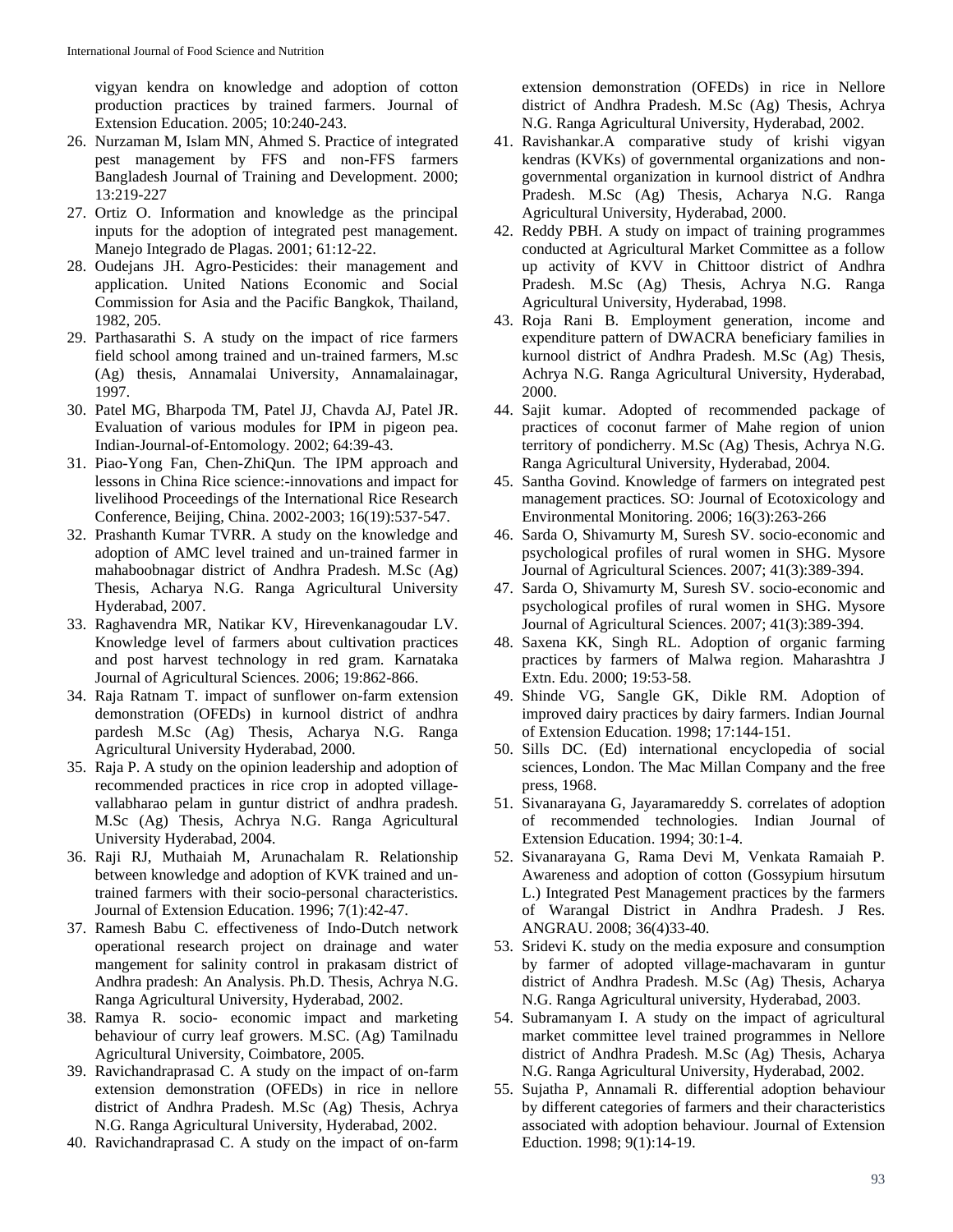vigyan kendra on knowledge and adoption of cotton production practices by trained farmers. Journal of Extension Education. 2005; 10:240-243.

26. Nurzaman M, Islam MN, Ahmed S. Practice of integrated pest management by FFS and non-FFS farmers Bangladesh Journal of Training and Development. 2000; 13:219-227
27. Ortiz O. Information and knowledge as the principal inputs for the adoption of integrated pest management. Manejo Integrado de Plagas. 2001; 61:12-22.
28. Oudejans JH. Agro-Pesticides: their management and application. United Nations Economic and Social Commission for Asia and the Pacific Bangkok, Thailand, 1982, 205.
29. Parthasarathi S. A study on the impact of rice farmers field school among trained and un-trained farmers, M.sc (Ag) thesis, Annamalai University, Annamalainagar, 1997.
30. Patel MG, Bharpoda TM, Patel JJ, Chavda AJ, Patel JR. Evaluation of various modules for IPM in pigeon pea. Indian-Journal-of-Entomology. 2002; 64:39-43.
31. Piao-Yong Fan, Chen-ZhiQun. The IPM approach and lessons in China Rice science:-innovations and impact for livelihood Proceedings of the International Rice Research Conference, Beijing, China. 2002-2003; 16(19):537-547.
32. Prashanth Kumar TVRR. A study on the knowledge and adoption of AMC level trained and un-trained farmer in mahaboobnagar district of Andhra Pradesh. M.Sc (Ag) Thesis, Acharya N.G. Ranga Agricultural University Hyderabad, 2007.
33. Raghavendra MR, Natikar KV, Hirevenkanagoudar LV. Knowledge level of farmers about cultivation practices and post harvest technology in red gram. Karnataka Journal of Agricultural Sciences. 2006; 19:862-866.
34. Raja Ratnam T. impact of sunflower on-farm extension demonstration (OFEDs) in kurnool district of andhra pardesh M.Sc (Ag) Thesis, Acharya N.G. Ranga Agricultural University Hyderabad, 2000.
35. Raja P. A study on the opinion leadership and adoption of recommended practices in rice crop in adopted village-vallabharao pelam in guntur district of andhra pradesh. M.Sc (Ag) Thesis, Achrya N.G. Ranga Agricultural University Hyderabad, 2004.
36. Raji RJ, Muthaiah M, Arunachalam R. Relationship between knowledge and adoption of KVK trained and un-trained farmers with their socio-personal characteristics. Journal of Extension Education. 1996; 7(1):42-47.
37. Ramesh Babu C. effectiveness of Indo-Dutch network operational research project on drainage and water mangement for salinity control in prakasam district of Andhra pradesh: An Analysis. Ph.D. Thesis, Achrya N.G. Ranga Agricultural University, Hyderabad, 2002.
38. Ramya R. socio- economic impact and marketing behaviour of curry leaf growers. M.SC. (Ag) Tamilnadu Agricultural University, Coimbatore, 2005.
39. Ravichandraprasad C. A study on the impact of on-farm extension demonstration (OFEDs) in rice in nellore district of Andhra Pradesh. M.Sc (Ag) Thesis, Achrya N.G. Ranga Agricultural University, Hyderabad, 2002.
40. Ravichandraprasad C. A study on the impact of on-farm extension demonstration (OFEDs) in rice in Nellore district of Andhra Pradesh. M.Sc (Ag) Thesis, Achrya N.G. Ranga Agricultural University, Hyderabad, 2002.
41. Ravishankar.A comparative study of krishi vigyan kendras (KVKs) of governmental organizations and non-governmental organization in kurnool district of Andhra Pradesh. M.Sc (Ag) Thesis, Acharya N.G. Ranga Agricultural University, Hyderabad, 2000.
42. Reddy PBH. A study on impact of training programmes conducted at Agricultural Market Committee as a follow up activity of KVV in Chittoor district of Andhra Pradesh. M.Sc (Ag) Thesis, Achrya N.G. Ranga Agricultural University, Hyderabad, 1998.
43. Roja Rani B. Employment generation, income and expenditure pattern of DWACRA beneficiary families in kurnool district of Andhra Pradesh. M.Sc (Ag) Thesis, Achrya N.G. Ranga Agricultural University, Hyderabad, 2000.
44. Sajit kumar. Adopted of recommended package of practices of coconut farmer of Mahe region of union territory of pondicherry. M.Sc (Ag) Thesis, Achrya N.G. Ranga Agricultural University, Hyderabad, 2004.
45. Santha Govind. Knowledge of farmers on integrated pest management practices. SO: Journal of Ecotoxicology and Environmental Monitoring. 2006; 16(3):263-266
46. Sarda O, Shivamurty M, Suresh SV. socio-economic and psychological profiles of rural women in SHG. Mysore Journal of Agricultural Sciences. 2007; 41(3):389-394.
47. Sarda O, Shivamurty M, Suresh SV. socio-economic and psychological profiles of rural women in SHG. Mysore Journal of Agricultural Sciences. 2007; 41(3):389-394.
48. Saxena KK, Singh RL. Adoption of organic farming practices by farmers of Malwa region. Maharashtra J Extn. Edu. 2000; 19:53-58.
49. Shinde VG, Sangle GK, Dikle RM. Adoption of improved dairy practices by dairy farmers. Indian Journal of Extension Education. 1998; 17:144-151.
50. Sills DC. (Ed) international encyclopedia of social sciences, London. The Mac Millan Company and the free press, 1968.
51. Sivanarayana G, Jayaramareddy S. correlates of adoption of recommended technologies. Indian Journal of Extension Education. 1994; 30:1-4.
52. Sivanarayana G, Rama Devi M, Venkata Ramaiah P. Awareness and adoption of cotton (Gossypium hirsutum L.) Integrated Pest Management practices by the farmers of Warangal District in Andhra Pradesh. J Res. ANGRAU. 2008; 36(4)33-40.
53. Sridevi K. study on the media exposure and consumption by farmer of adopted village-machavaram in guntur district of Andhra Pradesh. M.Sc (Ag) Thesis, Acharya N.G. Ranga Agricultural university, Hyderabad, 2003.
54. Subramanyam I. A study on the impact of agricultural market committee level trained programmes in Nellore district of Andhra Pradesh. M.Sc (Ag) Thesis, Acharya N.G. Ranga Agricultural University, Hyderabad, 2002.
55. Sujatha P, Annamali R. differential adoption behaviour by different categories of farmers and their characteristics associated with adoption behaviour. Journal of Extension Eduction. 1998; 9(1):14-19.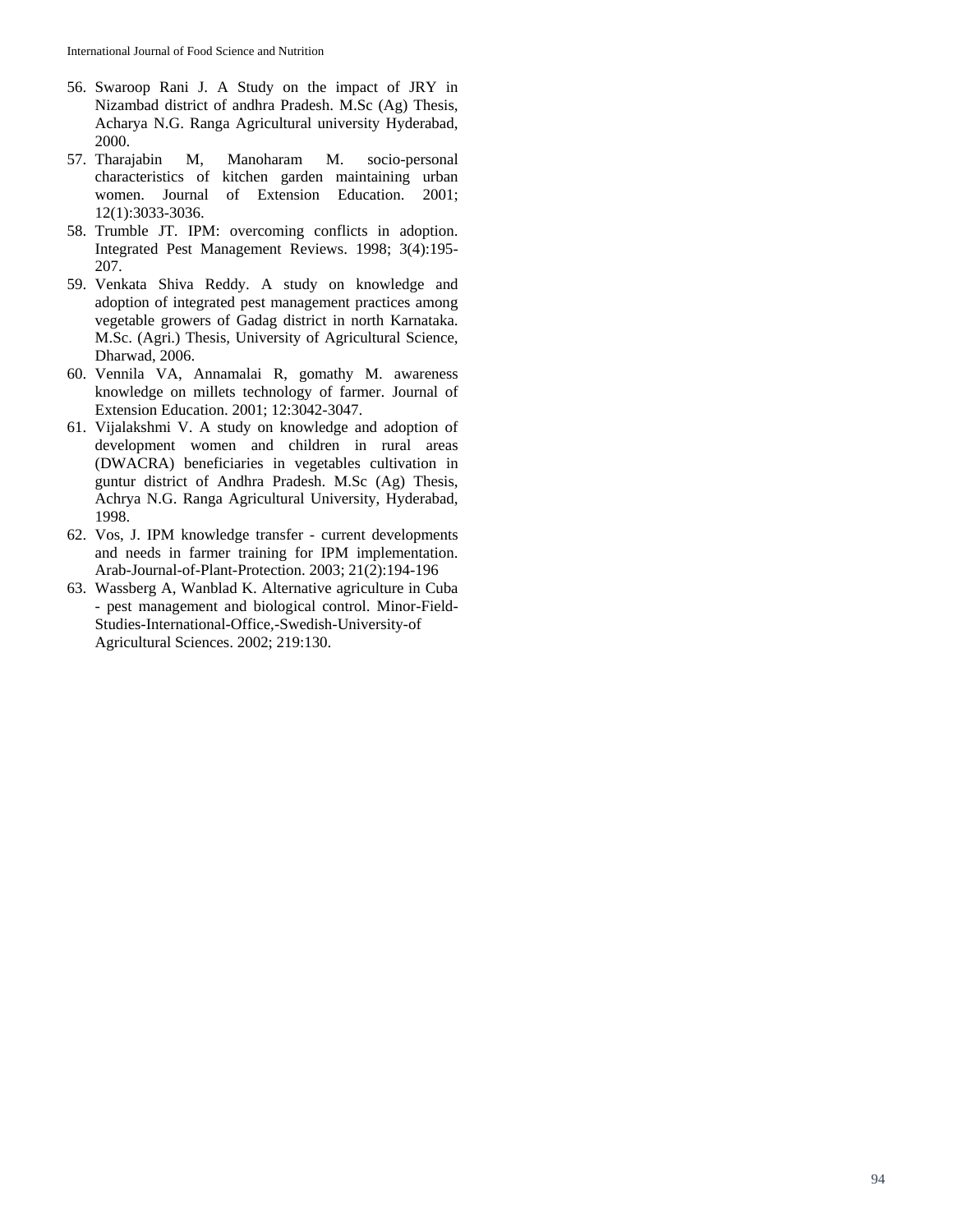56. Swaroop Rani J. A Study on the impact of JRY in Nizambad district of andhra Pradesh. M.Sc (Ag) Thesis, Acharya N.G. Ranga Agricultural university Hyderabad, 2000.
57. Tharajabin M, Manoharam M. socio-personal characteristics of kitchen garden maintaining urban women. Journal of Extension Education. 2001; 12(1):3033-3036.
58. Trumble JT. IPM: overcoming conflicts in adoption. Integrated Pest Management Reviews. 1998; 3(4):195-207.
59. Venkata Shiva Reddy. A study on knowledge and adoption of integrated pest management practices among vegetable growers of Gadag district in north Karnataka. M.Sc. (Agri.) Thesis, University of Agricultural Science, Dharwad, 2006.
60. Vennila VA, Annamalai R, gomathy M. awareness knowledge on millets technology of farmer. Journal of Extension Education. 2001; 12:3042-3047.
61. Vijalakshmi V. A study on knowledge and adoption of development women and children in rural areas (DWACRA) beneficiaries in vegetables cultivation in guntur district of Andhra Pradesh. M.Sc (Ag) Thesis, Achrya N.G. Ranga Agricultural University, Hyderabad, 1998.
62. Vos, J. IPM knowledge transfer - current developments and needs in farmer training for IPM implementation. Arab-Journal-of-Plant-Protection. 2003; 21(2):194-196
63. Wassberg A, Wanblad K. Alternative agriculture in Cuba - pest management and biological control. Minor-Field-Studies-International-Office,-Swedish-University-of Agricultural Sciences. 2002; 219:130.